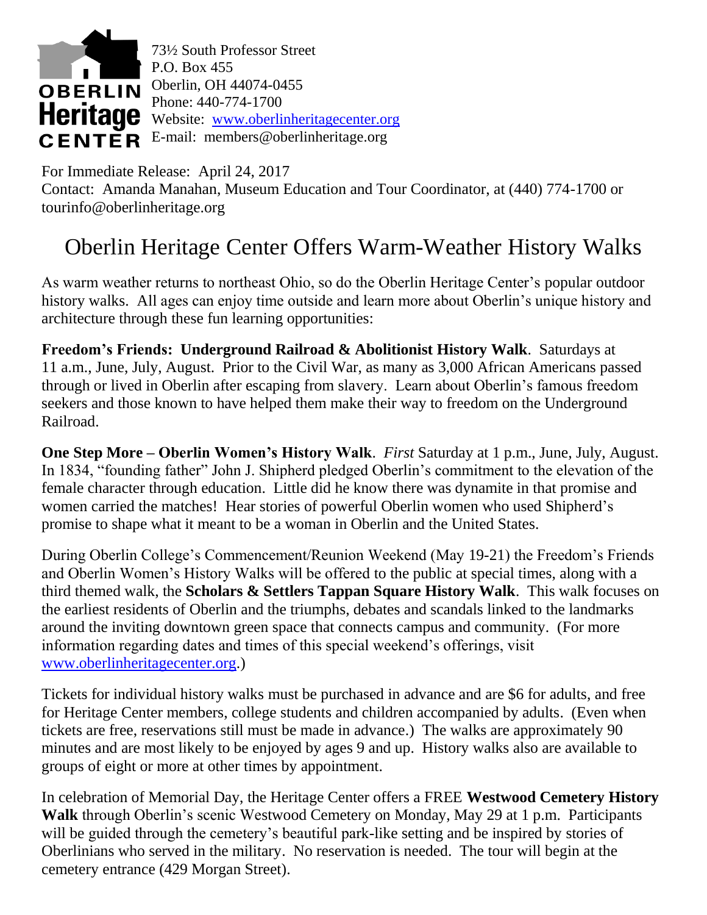OBERLIN Heritage CENTER

73½ South Professor Street
P.O. Box 455
Oberlin, OH 44074-0455
Phone: 440-774-1700
Website: [www.oberlinheritagecenter.org](http://www.oberlinheritagecenter.org)
E-mail: members@oberlinheritage.org

For Immediate Release: April 24, 2017
Contact: Amanda Manahan, Museum Education and Tour Coordinator, at (440) 774-1700 or tourinfo@oberlinheritage.org

# Oberlin Heritage Center Offers Warm-Weather History Walks

As warm weather returns to northeast Ohio, so do the Oberlin Heritage Center's popular outdoor history walks. All ages can enjoy time outside and learn more about Oberlin's unique history and architecture through these fun learning opportunities:

**Freedom's Friends: Underground Railroad & Abolitionist History Walk**. Saturdays at 11 a.m., June, July, August. Prior to the Civil War, as many as 3,000 African Americans passed through or lived in Oberlin after escaping from slavery. Learn about Oberlin's famous freedom seekers and those known to have helped them make their way to freedom on the Underground Railroad.

**One Step More – Oberlin Women's History Walk**. *First* Saturday at 1 p.m., June, July, August. In 1834, "founding father" John J. Shipherd pledged Oberlin's commitment to the elevation of the female character through education. Little did he know there was dynamite in that promise and women carried the matches! Hear stories of powerful Oberlin women who used Shipherd's promise to shape what it meant to be a woman in Oberlin and the United States.

During Oberlin College's Commencement/Reunion Weekend (May 19-21) the Freedom's Friends and Oberlin Women's History Walks will be offered to the public at special times, along with a third themed walk, the **Scholars & Settlers Tappan Square History Walk**. This walk focuses on the earliest residents of Oberlin and the triumphs, debates and scandals linked to the landmarks around the inviting downtown green space that connects campus and community. (For more information regarding dates and times of this special weekend's offerings, visit [www.oberlinheritagecenter.org](http://www.oberlinheritagecenter.org).)

Tickets for individual history walks must be purchased in advance and are $6 for adults, and free for Heritage Center members, college students and children accompanied by adults. (Even when tickets are free, reservations still must be made in advance.) The walks are approximately 90 minutes and are most likely to be enjoyed by ages 9 and up. History walks also are available to groups of eight or more at other times by appointment.

In celebration of Memorial Day, the Heritage Center offers a FREE **Westwood Cemetery History Walk** through Oberlin's scenic Westwood Cemetery on Monday, May 29 at 1 p.m. Participants will be guided through the cemetery's beautiful park-like setting and be inspired by stories of Oberlinians who served in the military. No reservation is needed. The tour will begin at the cemetery entrance (429 Morgan Street).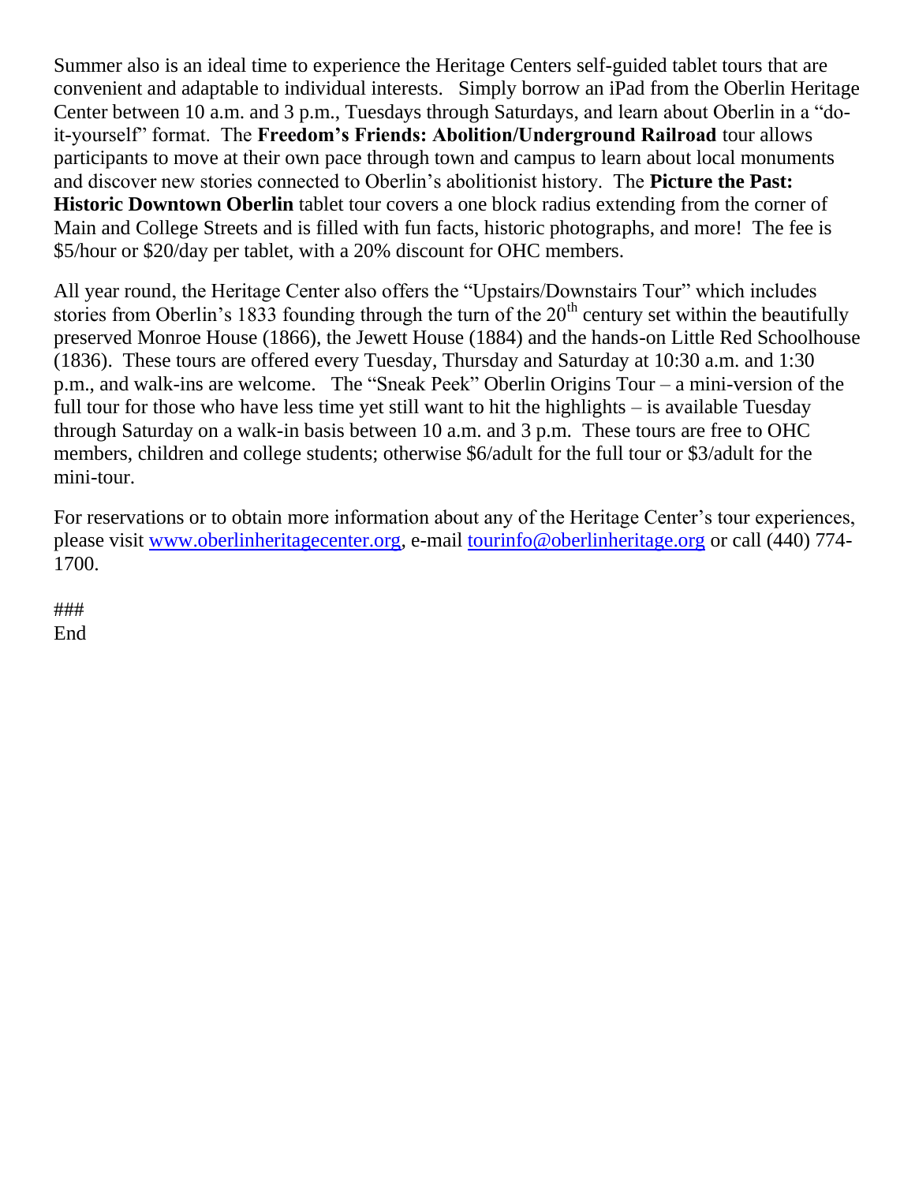Summer also is an ideal time to experience the Heritage Centers self-guided tablet tours that are convenient and adaptable to individual interests. Simply borrow an iPad from the Oberlin Heritage Center between 10 a.m. and 3 p.m., Tuesdays through Saturdays, and learn about Oberlin in a “do-it-yourself” format. The **Freedom’s Friends: Abolition/Underground Railroad** tour allows participants to move at their own pace through town and campus to learn about local monuments and discover new stories connected to Oberlin’s abolitionist history. The **Picture the Past: Historic Downtown Oberlin** tablet tour covers a one block radius extending from the corner of Main and College Streets and is filled with fun facts, historic photographs, and more! The fee is $5/hour or $20/day per tablet, with a 20% discount for OHC members.

All year round, the Heritage Center also offers the “Upstairs/Downstairs Tour” which includes stories from Oberlin’s 1833 founding through the turn of the 20th century set within the beautifully preserved Monroe House (1866), the Jewett House (1884) and the hands-on Little Red Schoolhouse (1836). These tours are offered every Tuesday, Thursday and Saturday at 10:30 a.m. and 1:30 p.m., and walk-ins are welcome. The “Sneak Peek” Oberlin Origins Tour – a mini-version of the full tour for those who have less time yet still want to hit the highlights – is available Tuesday through Saturday on a walk-in basis between 10 a.m. and 3 p.m. These tours are free to OHC members, children and college students; otherwise $6/adult for the full tour or $3/adult for the mini-tour.

For reservations or to obtain more information about any of the Heritage Center’s tour experiences, please visit [www.oberlinheritagecenter.org](http://www.oberlinheritagecenter.org), e-mail [tourinfo@oberlinheritage.org](mailto:tourinfo@oberlinheritage.org) or call (440) 774-1700.

###

End